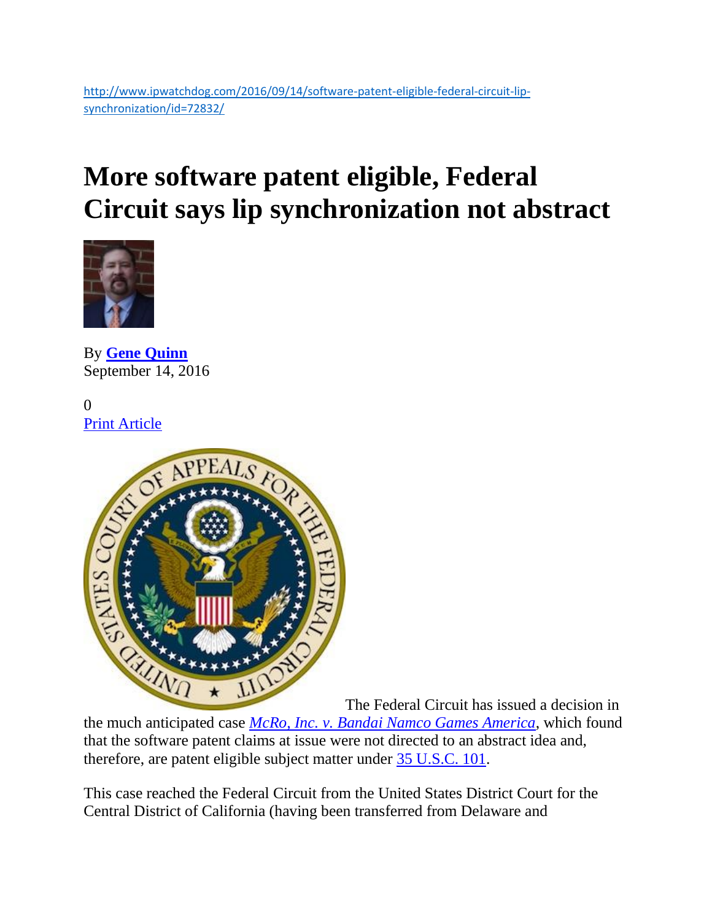http://www.ipwatchdog.com/2016/09/14/software-patent-eligible-federal-circuit-lip-synchronization/id=72832/

# More software patent eligible, Federal Circuit says lip synchronization not abstract

By **Gene Quinn**
September 14, 2016

0
Print Article

The Federal Circuit has issued a decision in the much anticipated case *McRo, Inc. v. Bandai Namco Games America*, which found that the software patent claims at issue were not directed to an abstract idea and, therefore, are patent eligible subject matter under 35 U.S.C. 101.

This case reached the Federal Circuit from the United States District Court for the Central District of California (having been transferred from Delaware and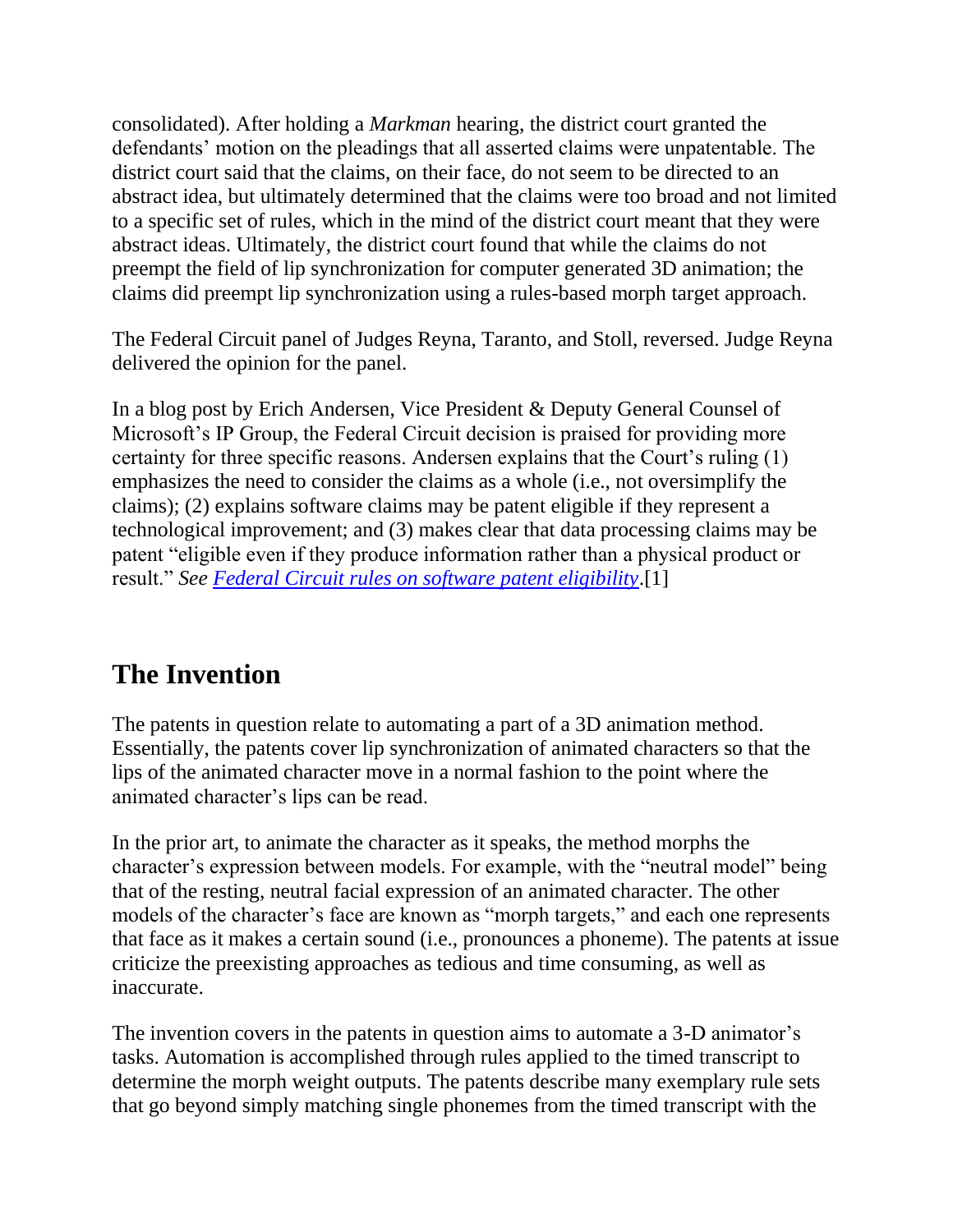consolidated). After holding a *Markman* hearing, the district court granted the defendants' motion on the pleadings that all asserted claims were unpatentable. The district court said that the claims, on their face, do not seem to be directed to an abstract idea, but ultimately determined that the claims were too broad and not limited to a specific set of rules, which in the mind of the district court meant that they were abstract ideas. Ultimately, the district court found that while the claims do not preempt the field of lip synchronization for computer generated 3D animation; the claims did preempt lip synchronization using a rules-based morph target approach.

The Federal Circuit panel of Judges Reyna, Taranto, and Stoll, reversed. Judge Reyna delivered the opinion for the panel.

In a blog post by Erich Andersen, Vice President & Deputy General Counsel of Microsoft's IP Group, the Federal Circuit decision is praised for providing more certainty for three specific reasons. Andersen explains that the Court's ruling (1) emphasizes the need to consider the claims as a whole (i.e., not oversimplify the claims); (2) explains software claims may be patent eligible if they represent a technological improvement; and (3) makes clear that data processing claims may be patent "eligible even if they produce information rather than a physical product or result." *See [Federal Circuit rules on software patent eligibility](Federal Circuit rules on software patent eligibility)*.[1]

## The Invention

The patents in question relate to automating a part of a 3D animation method. Essentially, the patents cover lip synchronization of animated characters so that the lips of the animated character move in a normal fashion to the point where the animated character's lips can be read.

In the prior art, to animate the character as it speaks, the method morphs the character's expression between models. For example, with the "neutral model" being that of the resting, neutral facial expression of an animated character. The other models of the character's face are known as "morph targets," and each one represents that face as it makes a certain sound (i.e., pronounces a phoneme). The patents at issue criticize the preexisting approaches as tedious and time consuming, as well as inaccurate.

The invention covers in the patents in question aims to automate a 3-D animator's tasks. Automation is accomplished through rules applied to the timed transcript to determine the morph weight outputs. The patents describe many exemplary rule sets that go beyond simply matching single phonemes from the timed transcript with the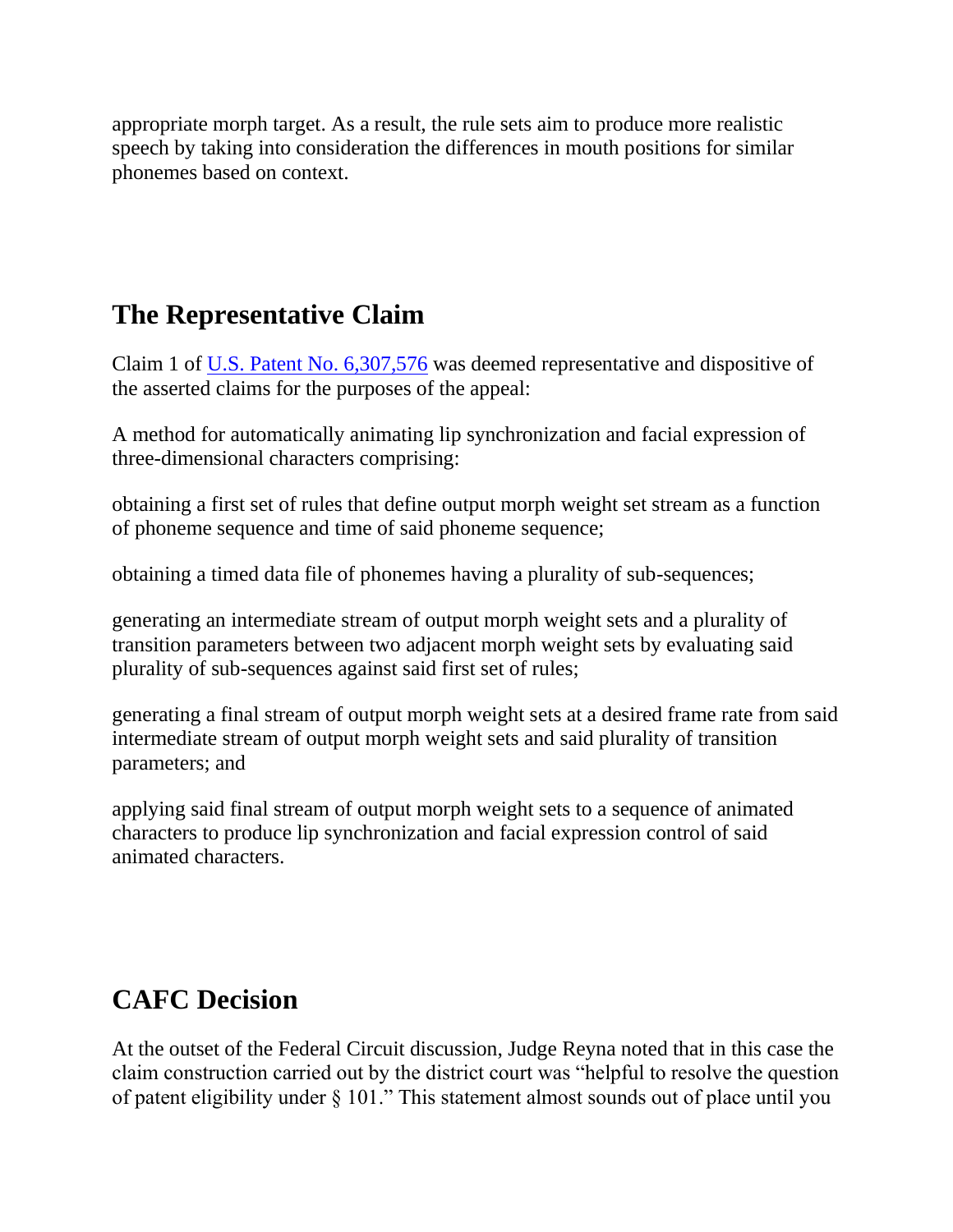appropriate morph target. As a result, the rule sets aim to produce more realistic speech by taking into consideration the differences in mouth positions for similar phonemes based on context.

## The Representative Claim

Claim 1 of [U.S. Patent No. 6,307,576](#) was deemed representative and dispositive of the asserted claims for the purposes of the appeal:

A method for automatically animating lip synchronization and facial expression of three-dimensional characters comprising:

obtaining a first set of rules that define output morph weight set stream as a function of phoneme sequence and time of said phoneme sequence;

obtaining a timed data file of phonemes having a plurality of sub-sequences;

generating an intermediate stream of output morph weight sets and a plurality of transition parameters between two adjacent morph weight sets by evaluating said plurality of sub-sequences against said first set of rules;

generating a final stream of output morph weight sets at a desired frame rate from said intermediate stream of output morph weight sets and said plurality of transition parameters; and

applying said final stream of output morph weight sets to a sequence of animated characters to produce lip synchronization and facial expression control of said animated characters.

## CAFC Decision

At the outset of the Federal Circuit discussion, Judge Reyna noted that in this case the claim construction carried out by the district court was "helpful to resolve the question of patent eligibility under § 101." This statement almost sounds out of place until you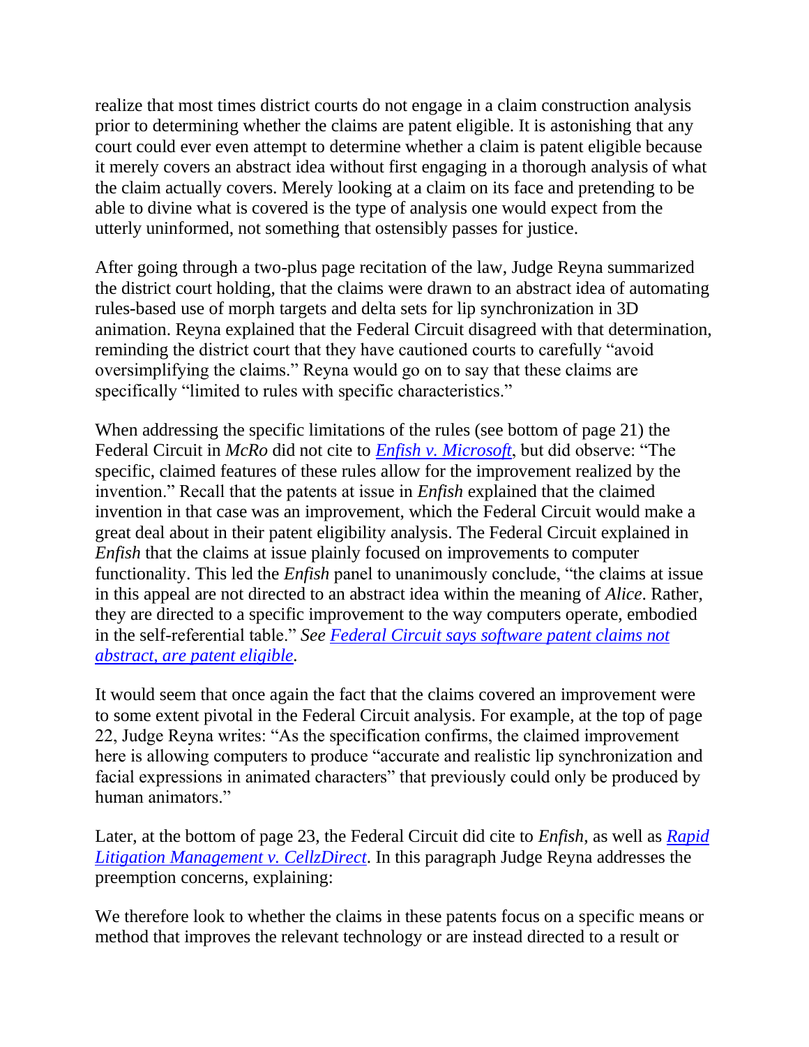realize that most times district courts do not engage in a claim construction analysis prior to determining whether the claims are patent eligible. It is astonishing that any court could ever even attempt to determine whether a claim is patent eligible because it merely covers an abstract idea without first engaging in a thorough analysis of what the claim actually covers. Merely looking at a claim on its face and pretending to be able to divine what is covered is the type of analysis one would expect from the utterly uninformed, not something that ostensibly passes for justice.

After going through a two-plus page recitation of the law, Judge Reyna summarized the district court holding, that the claims were drawn to an abstract idea of automating rules-based use of morph targets and delta sets for lip synchronization in 3D animation. Reyna explained that the Federal Circuit disagreed with that determination, reminding the district court that they have cautioned courts to carefully "avoid oversimplifying the claims." Reyna would go on to say that these claims are specifically "limited to rules with specific characteristics."

When addressing the specific limitations of the rules (see bottom of page 21) the Federal Circuit in *McRo* did not cite to [*Enfish v. Microsoft*](), but did observe: "The specific, claimed features of these rules allow for the improvement realized by the invention." Recall that the patents at issue in *Enfish* explained that the claimed invention in that case was an improvement, which the Federal Circuit would make a great deal about in their patent eligibility analysis. The Federal Circuit explained in *Enfish* that the claims at issue plainly focused on improvements to computer functionality. This led the *Enfish* panel to unanimously conclude, "the claims at issue in this appeal are not directed to an abstract idea within the meaning of *Alice*. Rather, they are directed to a specific improvement to the way computers operate, embodied in the self-referential table." *See* [Federal Circuit says software patent claims not abstract, are patent eligible]().

It would seem that once again the fact that the claims covered an improvement were to some extent pivotal in the Federal Circuit analysis. For example, at the top of page 22, Judge Reyna writes: "As the specification confirms, the claimed improvement here is allowing computers to produce "accurate and realistic lip synchronization and facial expressions in animated characters" that previously could only be produced by human animators."

Later, at the bottom of page 23, the Federal Circuit did cite to *Enfish*, as well as [*Rapid Litigation Management v. CellzDirect*](). In this paragraph Judge Reyna addresses the preemption concerns, explaining:

We therefore look to whether the claims in these patents focus on a specific means or method that improves the relevant technology or are instead directed to a result or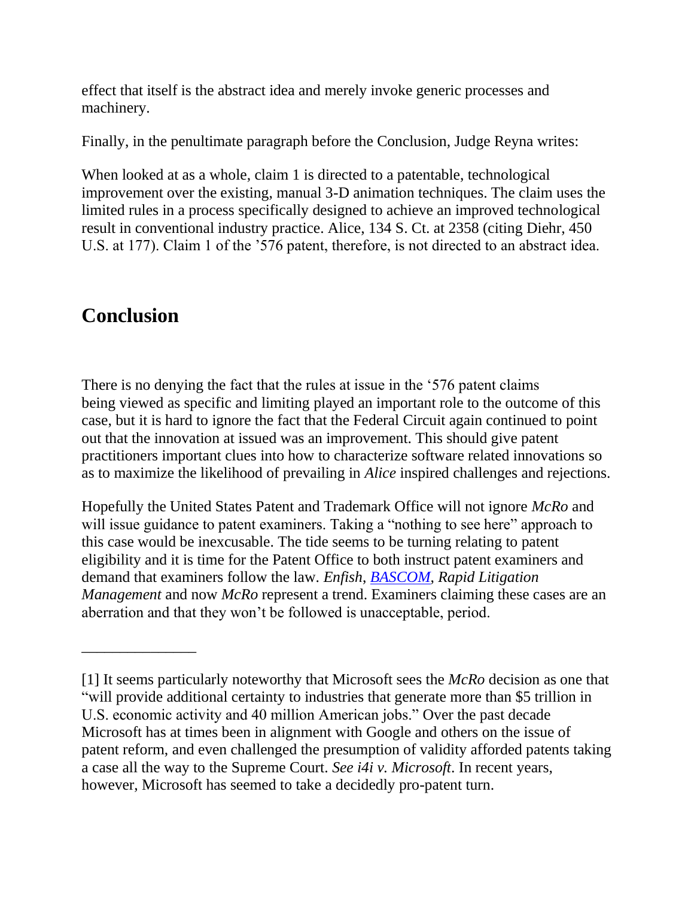effect that itself is the abstract idea and merely invoke generic processes and machinery.

Finally, in the penultimate paragraph before the Conclusion, Judge Reyna writes:

When looked at as a whole, claim 1 is directed to a patentable, technological improvement over the existing, manual 3-D animation techniques. The claim uses the limited rules in a process specifically designed to achieve an improved technological result in conventional industry practice. Alice, 134 S. Ct. at 2358 (citing Diehr, 450 U.S. at 177). Claim 1 of the '576 patent, therefore, is not directed to an abstract idea.

## Conclusion

There is no denying the fact that the rules at issue in the '576 patent claims being viewed as specific and limiting played an important role to the outcome of this case, but it is hard to ignore the fact that the Federal Circuit again continued to point out that the innovation at issued was an improvement. This should give patent practitioners important clues into how to characterize software related innovations so as to maximize the likelihood of prevailing in *Alice* inspired challenges and rejections.

Hopefully the United States Patent and Trademark Office will not ignore *McRo* and will issue guidance to patent examiners. Taking a "nothing to see here" approach to this case would be inexcusable. The tide seems to be turning relating to patent eligibility and it is time for the Patent Office to both instruct patent examiners and demand that examiners follow the law. *Enfish*, *BASCOM*, *Rapid Litigation Management* and now *McRo* represent a trend. Examiners claiming these cases are an aberration and that they won't be followed is unacceptable, period.

---

[1] It seems particularly noteworthy that Microsoft sees the *McRo* decision as one that "will provide additional certainty to industries that generate more than $5 trillion in U.S. economic activity and 40 million American jobs." Over the past decade Microsoft has at times been in alignment with Google and others on the issue of patent reform, and even challenged the presumption of validity afforded patents taking a case all the way to the Supreme Court. *See i4i v. Microsoft*. In recent years, however, Microsoft has seemed to take a decidedly pro-patent turn.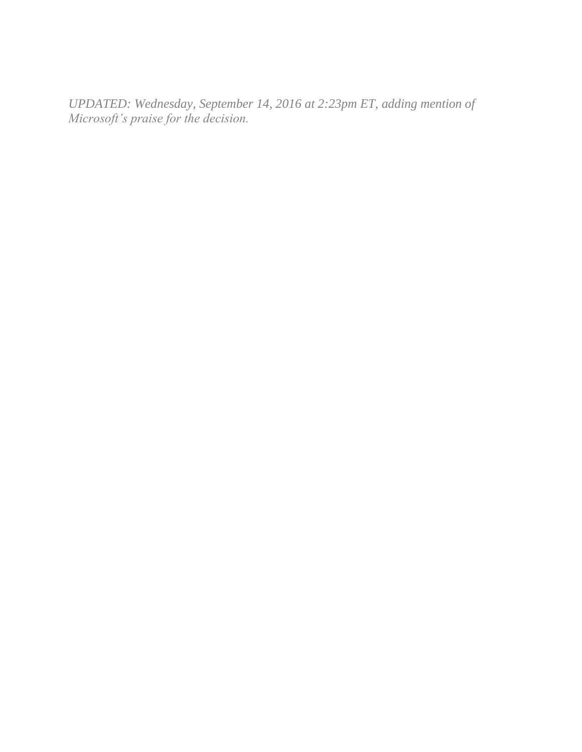*UPDATED: Wednesday, September 14, 2016 at 2:23pm ET, adding mention of Microsoft's praise for the decision.*